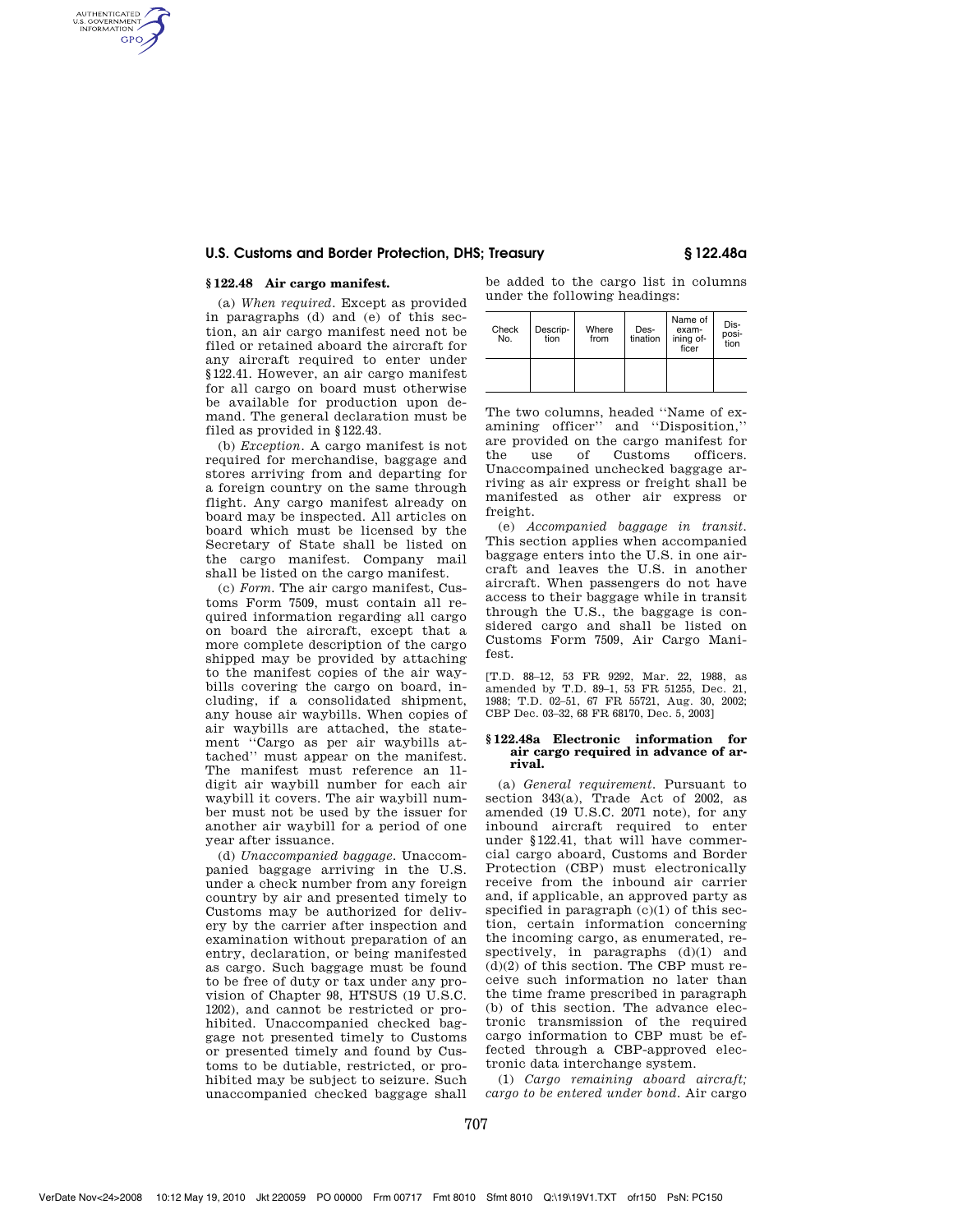## § 122.48 Air cargo manifest.

(a) *When required.* Except as provided in paragraphs (d) and (e) of this section, an air cargo manifest need not be filed or retained aboard the aircraft for any aircraft required to enter under §122.41. However, an air cargo manifest for all cargo on board must otherwise be available for production upon demand. The general declaration must be filed as provided in §122.43.

(b) *Exception.* A cargo manifest is not required for merchandise, baggage and stores arriving from and departing for a foreign country on the same through flight. Any cargo manifest already on board may be inspected. All articles on board which must be licensed by the Secretary of State shall be listed on the cargo manifest. Company mail shall be listed on the cargo manifest.

(c) *Form.* The air cargo manifest, Customs Form 7509, must contain all required information regarding all cargo on board the aircraft, except that a more complete description of the cargo shipped may be provided by attaching to the manifest copies of the air waybills covering the cargo on board, including, if a consolidated shipment, any house air waybills. When copies of air waybills are attached, the statement ''Cargo as per air waybills attached'' must appear on the manifest. The manifest must reference an 11-digit air waybill number for each air waybill it covers. The air waybill number must not be used by the issuer for another air waybill for a period of one year after issuance.

(d) *Unaccompanied baggage.* Unaccompanied baggage arriving in the U.S. under a check number from any foreign country by air and presented timely to Customs may be authorized for delivery by the carrier after inspection and examination without preparation of an entry, declaration, or being manifested as cargo. Such baggage must be found to be free of duty or tax under any provision of Chapter 98, HTSUS (19 U.S.C. 1202), and cannot be restricted or prohibited. Unaccompanied checked baggage not presented timely to Customs or presented timely and found by Customs to be dutiable, restricted, or prohibited may be subject to seizure. Such unaccompanied checked baggage shall be added to the cargo list in columns under the following headings:

| Check No. | Description | Where from | Destination | Name of examining officer | Disposition |
|---|---|---|---|---|---|
| | | | | | |

The two columns, headed ''Name of examining officer'' and ''Disposition,'' are provided on the cargo manifest for the use of Customs officers. Unaccompanied unchecked baggage arriving as air express or freight shall be manifested as other air express or freight.

(e) *Accompanied baggage in transit.* This section applies when accompanied baggage enters into the U.S. in one aircraft and leaves the U.S. in another aircraft. When passengers do not have access to their baggage while in transit through the U.S., the baggage is considered cargo and shall be listed on Customs Form 7509, Air Cargo Manifest.

[T.D. 88–12, 53 FR 9292, Mar. 22, 1988, as amended by T.D. 89–1, 53 FR 51255, Dec. 21, 1988; T.D. 02–51, 67 FR 55721, Aug. 30, 2002; CBP Dec. 03–32, 68 FR 68170, Dec. 5, 2003]

## § 122.48a Electronic information for air cargo required in advance of arrival.

(a) *General requirement.* Pursuant to section 343(a), Trade Act of 2002, as amended (19 U.S.C. 2071 note), for any inbound aircraft required to enter under §122.41, that will have commercial cargo aboard, Customs and Border Protection (CBP) must electronically receive from the inbound air carrier and, if applicable, an approved party as specified in paragraph (c)(1) of this section, certain information concerning the incoming cargo, as enumerated, respectively, in paragraphs (d)(1) and (d)(2) of this section. The CBP must receive such information no later than the time frame prescribed in paragraph (b) of this section. The advance electronic transmission of the required cargo information to CBP must be effected through a CBP-approved electronic data interchange system.

(1) *Cargo remaining aboard aircraft; cargo to be entered under bond.* Air cargo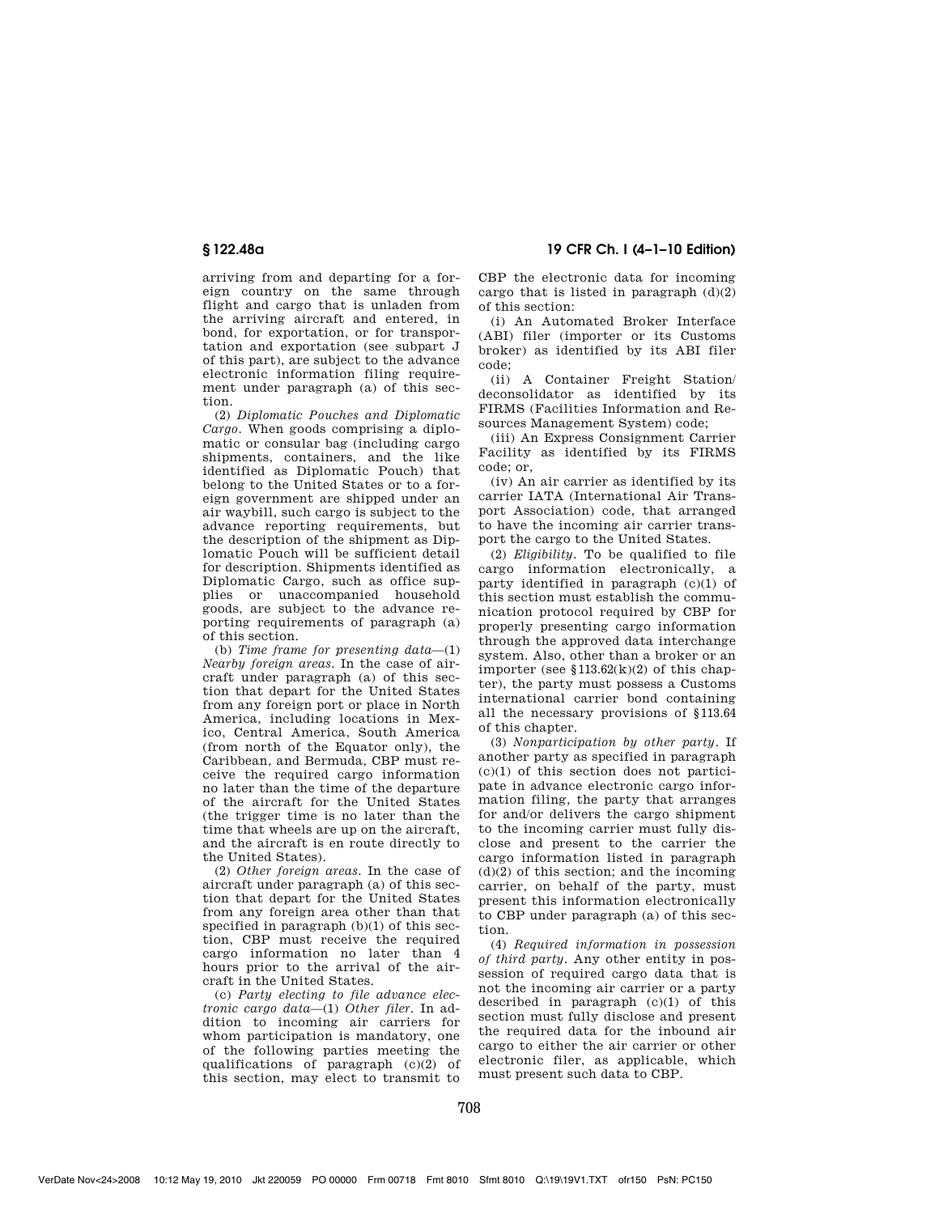arriving from and departing for a foreign country on the same through flight and cargo that is unladen from the arriving aircraft and entered, in bond, for exportation, or for transportation and exportation (see subpart J of this part), are subject to the advance electronic information filing requirement under paragraph (a) of this section.

(2) *Diplomatic Pouches and Diplomatic Cargo.* When goods comprising a diplomatic or consular bag (including cargo shipments, containers, and the like identified as Diplomatic Pouch) that belong to the United States or to a foreign government are shipped under an air waybill, such cargo is subject to the advance reporting requirements, but the description of the shipment as Diplomatic Pouch will be sufficient detail for description. Shipments identified as Diplomatic Cargo, such as office supplies or unaccompanied household goods, are subject to the advance reporting requirements of paragraph (a) of this section.

(b) *Time frame for presenting data*—(1) *Nearby foreign areas.* In the case of aircraft under paragraph (a) of this section that depart for the United States from any foreign port or place in North America, including locations in Mexico, Central America, South America (from north of the Equator only), the Caribbean, and Bermuda, CBP must receive the required cargo information no later than the time of the departure of the aircraft for the United States (the trigger time is no later than the time that wheels are up on the aircraft, and the aircraft is en route directly to the United States).

(2) *Other foreign areas.* In the case of aircraft under paragraph (a) of this section that depart for the United States from any foreign area other than that specified in paragraph (b)(1) of this section, CBP must receive the required cargo information no later than 4 hours prior to the arrival of the aircraft in the United States.

(c) *Party electing to file advance electronic cargo data*—(1) *Other filer.* In addition to incoming air carriers for whom participation is mandatory, one of the following parties meeting the qualifications of paragraph (c)(2) of this section, may elect to transmit to CBP the electronic data for incoming cargo that is listed in paragraph (d)(2) of this section:

(i) An Automated Broker Interface (ABI) filer (importer or its Customs broker) as identified by its ABI filer code;

(ii) A Container Freight Station/deconsolidator as identified by its FIRMS (Facilities Information and Resources Management System) code;

(iii) An Express Consignment Carrier Facility as identified by its FIRMS code; or,

(iv) An air carrier as identified by its carrier IATA (International Air Transport Association) code, that arranged to have the incoming air carrier transport the cargo to the United States.

(2) *Eligibility.* To be qualified to file cargo information electronically, a party identified in paragraph (c)(1) of this section must establish the communication protocol required by CBP for properly presenting cargo information through the approved data interchange system. Also, other than a broker or an importer (see §113.62(k)(2) of this chapter), the party must possess a Customs international carrier bond containing all the necessary provisions of §113.64 of this chapter.

(3) *Nonparticipation by other party.* If another party as specified in paragraph (c)(1) of this section does not participate in advance electronic cargo information filing, the party that arranges for and/or delivers the cargo shipment to the incoming carrier must fully disclose and present to the carrier the cargo information listed in paragraph (d)(2) of this section; and the incoming carrier, on behalf of the party, must present this information electronically to CBP under paragraph (a) of this section.

(4) *Required information in possession of third party.* Any other entity in possession of required cargo data that is not the incoming air carrier or a party described in paragraph (c)(1) of this section must fully disclose and present the required data for the inbound air cargo to either the air carrier or other electronic filer, as applicable, which must present such data to CBP.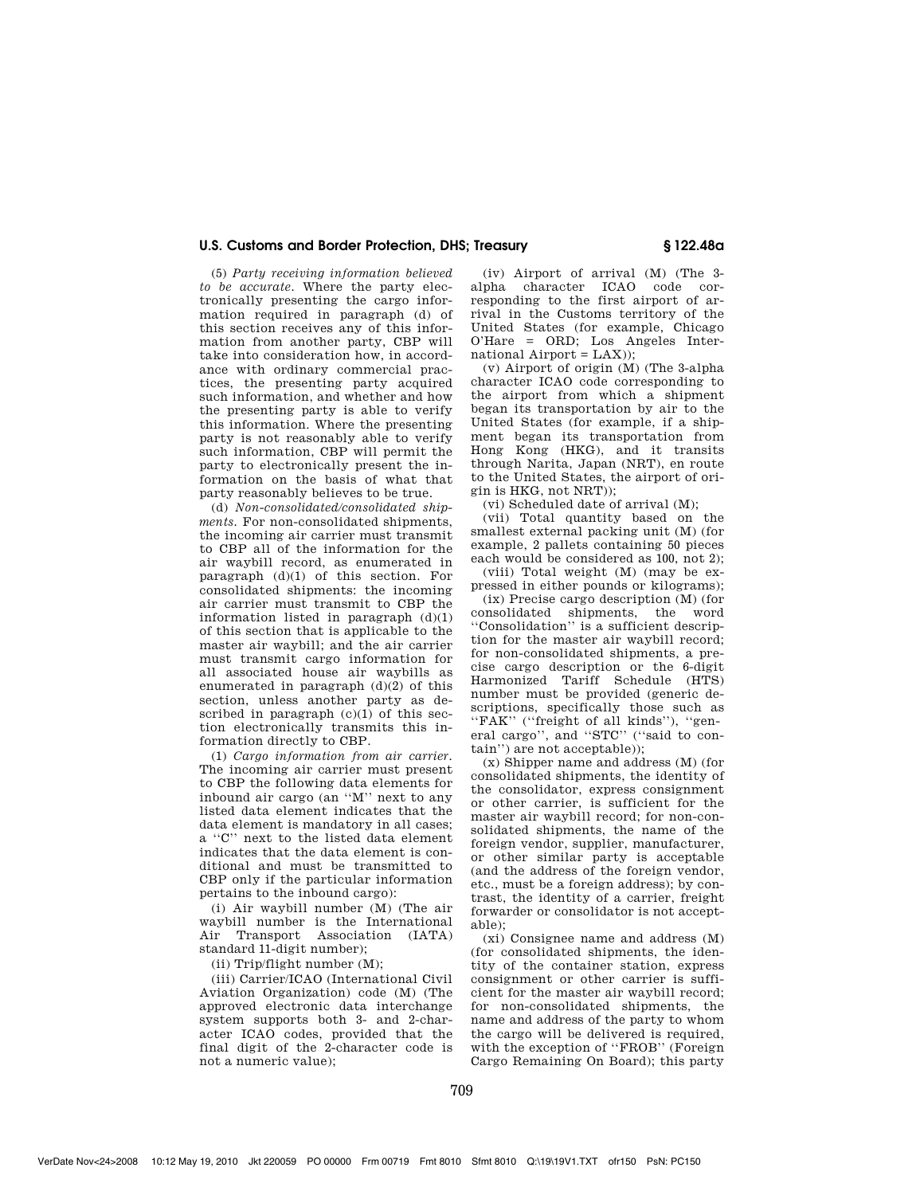(5) *Party receiving information believed to be accurate.* Where the party electronically presenting the cargo information required in paragraph (d) of this section receives any of this information from another party, CBP will take into consideration how, in accordance with ordinary commercial practices, the presenting party acquired such information, and whether and how the presenting party is able to verify this information. Where the presenting party is not reasonably able to verify such information, CBP will permit the party to electronically present the information on the basis of what that party reasonably believes to be true.

(d) *Non-consolidated/consolidated shipments.* For non-consolidated shipments, the incoming air carrier must transmit to CBP all of the information for the air waybill record, as enumerated in paragraph (d)(1) of this section. For consolidated shipments: the incoming air carrier must transmit to CBP the information listed in paragraph (d)(1) of this section that is applicable to the master air waybill; and the air carrier must transmit cargo information for all associated house air waybills as enumerated in paragraph (d)(2) of this section, unless another party as described in paragraph (c)(1) of this section electronically transmits this information directly to CBP.

(1) *Cargo information from air carrier.* The incoming air carrier must present to CBP the following data elements for inbound air cargo (an ''M'' next to any listed data element indicates that the data element is mandatory in all cases; a ''C'' next to the listed data element indicates that the data element is conditional and must be transmitted to CBP only if the particular information pertains to the inbound cargo):

(i) Air waybill number (M) (The air waybill number is the International Air Transport Association (IATA) standard 11-digit number);

(ii) Trip/flight number (M);

(iii) Carrier/ICAO (International Civil Aviation Organization) code (M) (The approved electronic data interchange system supports both 3- and 2-character ICAO codes, provided that the final digit of the 2-character code is not a numeric value);

(iv) Airport of arrival (M) (The 3-alpha character ICAO code corresponding to the first airport of arrival in the Customs territory of the United States (for example, Chicago O'Hare = ORD; Los Angeles International Airport = LAX));

(v) Airport of origin (M) (The 3-alpha character ICAO code corresponding to the airport from which a shipment began its transportation by air to the United States (for example, if a shipment began its transportation from Hong Kong (HKG), and it transits through Narita, Japan (NRT), en route to the United States, the airport of origin is HKG, not NRT));

(vi) Scheduled date of arrival (M);

(vii) Total quantity based on the smallest external packing unit (M) (for example, 2 pallets containing 50 pieces each would be considered as 100, not 2);

(viii) Total weight (M) (may be expressed in either pounds or kilograms);

(ix) Precise cargo description (M) (for consolidated shipments, the word ''Consolidation'' is a sufficient description for the master air waybill record; for non-consolidated shipments, a precise cargo description or the 6-digit Harmonized Tariff Schedule (HTS) number must be provided (generic descriptions, specifically those such as ''FAK'' (''freight of all kinds''), ''general cargo'', and ''STC'' (''said to contain'') are not acceptable));

(x) Shipper name and address (M) (for consolidated shipments, the identity of the consolidator, express consignment or other carrier, is sufficient for the master air waybill record; for non-consolidated shipments, the name of the foreign vendor, supplier, manufacturer, or other similar party is acceptable (and the address of the foreign vendor, etc., must be a foreign address); by contrast, the identity of a carrier, freight forwarder or consolidator is not acceptable);

(xi) Consignee name and address (M) (for consolidated shipments, the identity of the container station, express consignment or other carrier is sufficient for the master air waybill record; for non-consolidated shipments, the name and address of the party to whom the cargo will be delivered is required, with the exception of ''FROB'' (Foreign Cargo Remaining On Board); this party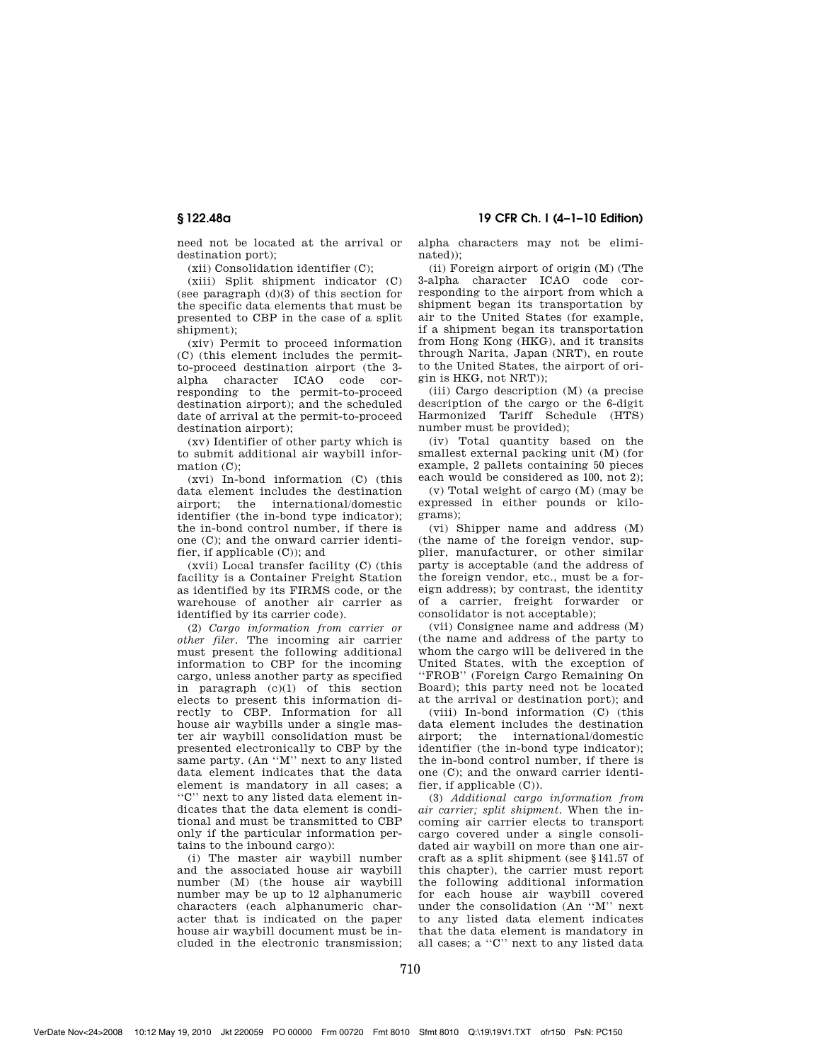need not be located at the arrival or destination port);

(xii) Consolidation identifier (C);

(xiii) Split shipment indicator (C) (see paragraph (d)(3) of this section for the specific data elements that must be presented to CBP in the case of a split shipment);

(xiv) Permit to proceed information (C) (this element includes the permit-to-proceed destination airport (the 3-alpha character ICAO code corresponding to the permit-to-proceed destination airport); and the scheduled date of arrival at the permit-to-proceed destination airport);

(xv) Identifier of other party which is to submit additional air waybill information (C);

(xvi) In-bond information (C) (this data element includes the destination airport; the international/domestic identifier (the in-bond type indicator); the in-bond control number, if there is one (C); and the onward carrier identifier, if applicable (C)); and

(xvii) Local transfer facility (C) (this facility is a Container Freight Station as identified by its FIRMS code, or the warehouse of another air carrier as identified by its carrier code).

(2) *Cargo information from carrier or other filer.* The incoming air carrier must present the following additional information to CBP for the incoming cargo, unless another party as specified in paragraph (c)(1) of this section elects to present this information directly to CBP. Information for all house air waybills under a single master air waybill consolidation must be presented electronically to CBP by the same party. (An "M" next to any listed data element indicates that the data element is mandatory in all cases; a "C" next to any listed data element indicates that the data element is conditional and must be transmitted to CBP only if the particular information pertains to the inbound cargo):

(i) The master air waybill number and the associated house air waybill number (M) (the house air waybill number may be up to 12 alphanumeric characters (each alphanumeric character that is indicated on the paper house air waybill document must be included in the electronic transmission; alpha characters may not be eliminated));

(ii) Foreign airport of origin (M) (The 3-alpha character ICAO code corresponding to the airport from which a shipment began its transportation by air to the United States (for example, if a shipment began its transportation from Hong Kong (HKG), and it transits through Narita, Japan (NRT), en route to the United States, the airport of origin is HKG, not NRT));

(iii) Cargo description (M) (a precise description of the cargo or the 6-digit Harmonized Tariff Schedule (HTS) number must be provided);

(iv) Total quantity based on the smallest external packing unit (M) (for example, 2 pallets containing 50 pieces each would be considered as 100, not 2);

(v) Total weight of cargo (M) (may be expressed in either pounds or kilograms);

(vi) Shipper name and address (M) (the name of the foreign vendor, supplier, manufacturer, or other similar party is acceptable (and the address of the foreign vendor, etc., must be a foreign address); by contrast, the identity of a carrier, freight forwarder or consolidator is not acceptable);

(vii) Consignee name and address (M) (the name and address of the party to whom the cargo will be delivered in the United States, with the exception of "FROB" (Foreign Cargo Remaining On Board); this party need not be located at the arrival or destination port); and

(viii) In-bond information (C) (this data element includes the destination airport; the international/domestic identifier (the in-bond type indicator); the in-bond control number, if there is one (C); and the onward carrier identifier, if applicable (C)).

(3) *Additional cargo information from air carrier; split shipment.* When the incoming air carrier elects to transport cargo covered under a single consolidated air waybill on more than one aircraft as a split shipment (see §141.57 of this chapter), the carrier must report the following additional information for each house air waybill covered under the consolidation (An "M" next to any listed data element indicates that the data element is mandatory in all cases; a "C" next to any listed data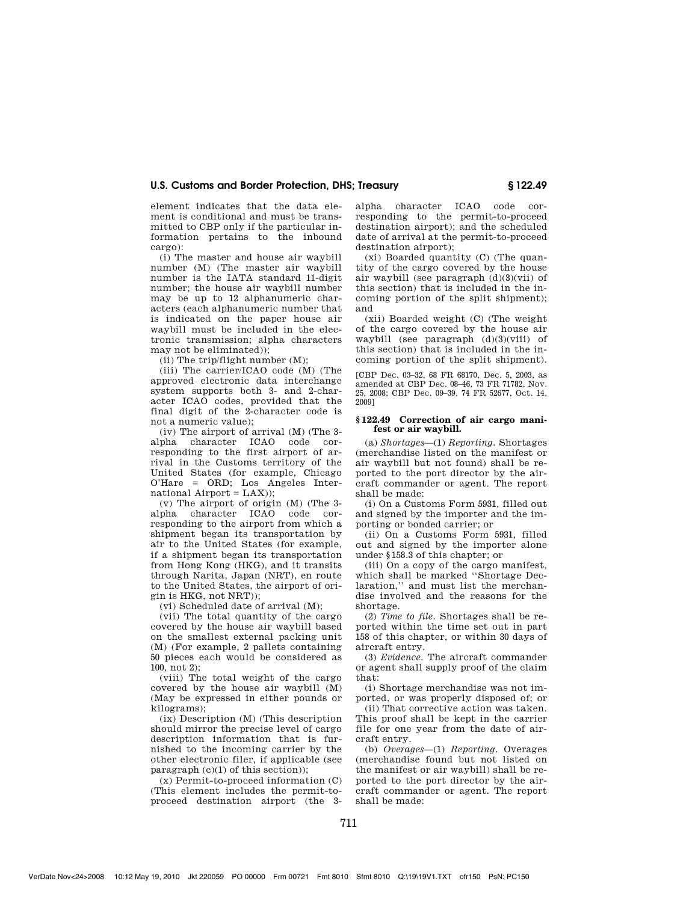element indicates that the data element is conditional and must be transmitted to CBP only if the particular information pertains to the inbound cargo):

(i) The master and house air waybill number (M) (The master air waybill number is the IATA standard 11-digit number; the house air waybill number may be up to 12 alphanumeric characters (each alphanumeric number that is indicated on the paper house air waybill must be included in the electronic transmission; alpha characters may not be eliminated));

(ii) The trip/flight number (M);

(iii) The carrier/ICAO code (M) (The approved electronic data interchange system supports both 3- and 2-character ICAO codes, provided that the final digit of the 2-character code is not a numeric value);

(iv) The airport of arrival (M) (The 3-alpha character ICAO code corresponding to the first airport of arrival in the Customs territory of the United States (for example, Chicago O'Hare = ORD; Los Angeles International Airport = LAX));

(v) The airport of origin (M) (The 3-alpha character ICAO code corresponding to the airport from which a shipment began its transportation by air to the United States (for example, if a shipment began its transportation from Hong Kong (HKG), and it transits through Narita, Japan (NRT), en route to the United States, the airport of origin is HKG, not NRT));

(vi) Scheduled date of arrival (M);

(vii) The total quantity of the cargo covered by the house air waybill based on the smallest external packing unit (M) (For example, 2 pallets containing 50 pieces each would be considered as 100, not 2);

(viii) The total weight of the cargo covered by the house air waybill (M) (May be expressed in either pounds or kilograms);

(ix) Description (M) (This description should mirror the precise level of cargo description information that is furnished to the incoming carrier by the other electronic filer, if applicable (see paragraph (c)(1) of this section));

(x) Permit-to-proceed information (C) (This element includes the permit-to-proceed destination airport (the 3-alpha character ICAO code corresponding to the permit-to-proceed destination airport); and the scheduled date of arrival at the permit-to-proceed destination airport);

(xi) Boarded quantity (C) (The quantity of the cargo covered by the house air waybill (see paragraph (d)(3)(vii) of this section) that is included in the incoming portion of the split shipment); and

(xii) Boarded weight (C) (The weight of the cargo covered by the house air waybill (see paragraph (d)(3)(viii) of this section) that is included in the incoming portion of the split shipment).

[CBP Dec. 03–32, 68 FR 68170, Dec. 5, 2003, as amended at CBP Dec. 08–46, 73 FR 71782, Nov. 25, 2008; CBP Dec. 09–39, 74 FR 52677, Oct. 14, 2009]

### § 122.49 Correction of air cargo manifest or air waybill.

(a) *Shortages*—(1) *Reporting*. Shortages (merchandise listed on the manifest or air waybill but not found) shall be reported to the port director by the aircraft commander or agent. The report shall be made:

(i) On a Customs Form 5931, filled out and signed by the importer and the importing or bonded carrier; or

(ii) On a Customs Form 5931, filled out and signed by the importer alone under § 158.3 of this chapter; or

(iii) On a copy of the cargo manifest, which shall be marked ''Shortage Declaration,'' and must list the merchandise involved and the reasons for the shortage.

(2) *Time to file*. Shortages shall be reported within the time set out in part 158 of this chapter, or within 30 days of aircraft entry.

(3) *Evidence*. The aircraft commander or agent shall supply proof of the claim that:

(i) Shortage merchandise was not imported, or was properly disposed of; or

(ii) That corrective action was taken. This proof shall be kept in the carrier file for one year from the date of aircraft entry.

(b) *Overages*—(1) *Reporting*. Overages (merchandise found but not listed on the manifest or air waybill) shall be reported to the port director by the aircraft commander or agent. The report shall be made: